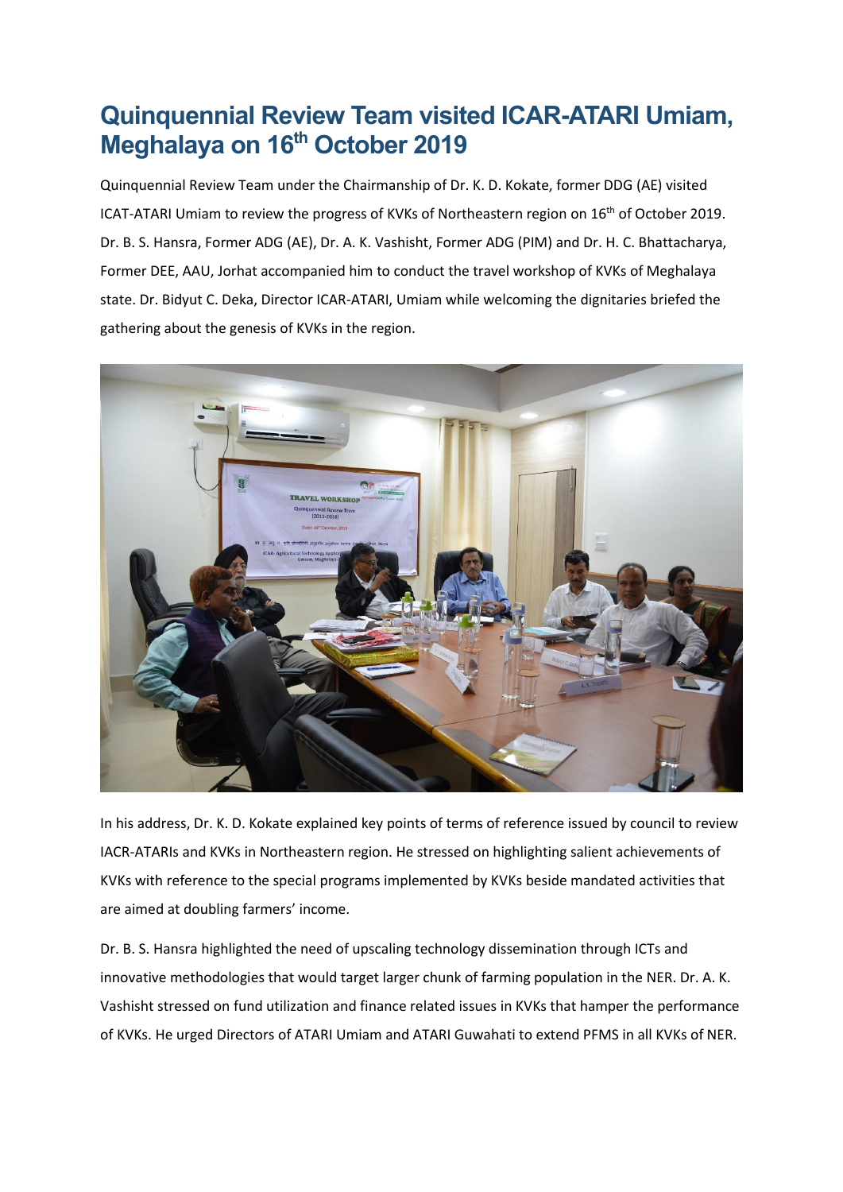# Quinquennial Review Team visited ICAR-ATARI Umiam, Meghalaya on 16th October 2019

Quinquennial Review Team under the Chairmanship of Dr. K. D. Kokate, former DDG (AE) visited ICAT-ATARI Umiam to review the progress of KVKs of Northeastern region on 16th of October 2019. Dr. B. S. Hansra, Former ADG (AE), Dr. A. K. Vashisht, Former ADG (PIM) and Dr. H. C. Bhattacharya, Former DEE, AAU, Jorhat accompanied him to conduct the travel workshop of KVKs of Meghalaya state. Dr. Bidyut C. Deka, Director ICAR-ATARI, Umiam while welcoming the dignitaries briefed the gathering about the genesis of KVKs in the region.

In his address, Dr. K. D. Kokate explained key points of terms of reference issued by council to review IACR-ATARIs and KVKs in Northeastern region. He stressed on highlighting salient achievements of KVKs with reference to the special programs implemented by KVKs beside mandated activities that are aimed at doubling farmers' income.

Dr. B. S. Hansra highlighted the need of upscaling technology dissemination through ICTs and innovative methodologies that would target larger chunk of farming population in the NER. Dr. A. K. Vashisht stressed on fund utilization and finance related issues in KVKs that hamper the performance of KVKs. He urged Directors of ATARI Umiam and ATARI Guwahati to extend PFMS in all KVKs of NER.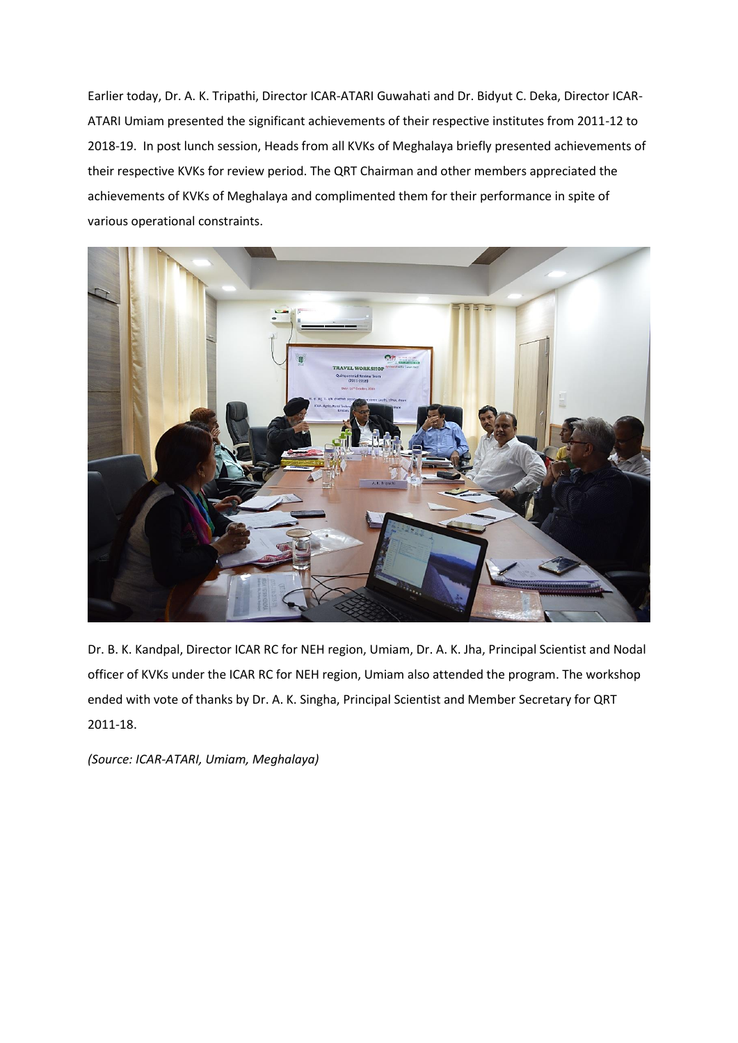Earlier today, Dr. A. K. Tripathi, Director ICAR-ATARI Guwahati and Dr. Bidyut C. Deka, Director ICAR-ATARI Umiam presented the significant achievements of their respective institutes from 2011-12 to 2018-19. In post lunch session, Heads from all KVKs of Meghalaya briefly presented achievements of their respective KVKs for review period. The QRT Chairman and other members appreciated the achievements of KVKs of Meghalaya and complimented them for their performance in spite of various operational constraints.

Dr. B. K. Kandpal, Director ICAR RC for NEH region, Umiam, Dr. A. K. Jha, Principal Scientist and Nodal officer of KVKs under the ICAR RC for NEH region, Umiam also attended the program. The workshop ended with vote of thanks by Dr. A. K. Singha, Principal Scientist and Member Secretary for QRT 2011-18.

*(Source: ICAR-ATARI, Umiam, Meghalaya)*